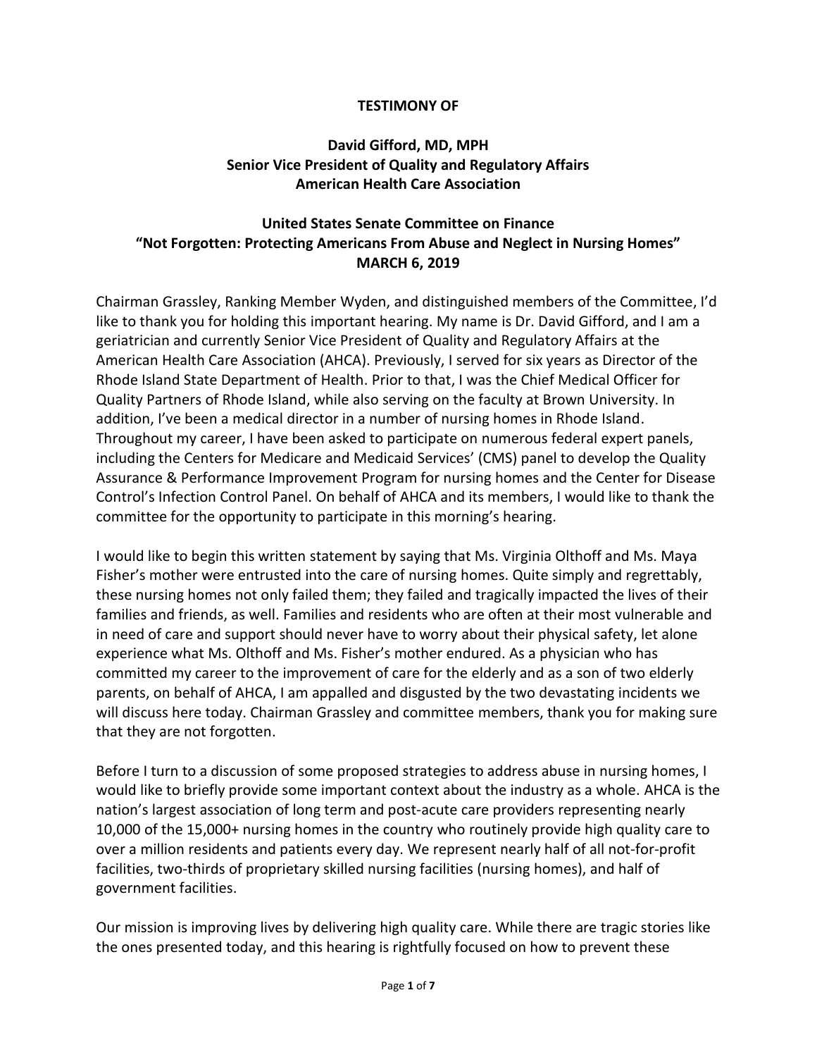**TESTIMONY OF**

**David Gifford, MD, MPH**
**Senior Vice President of Quality and Regulatory Affairs**
**American Health Care Association**

**United States Senate Committee on Finance**
**"Not Forgotten: Protecting Americans From Abuse and Neglect in Nursing Homes"**
**MARCH 6, 2019**

Chairman Grassley, Ranking Member Wyden, and distinguished members of the Committee, I'd like to thank you for holding this important hearing. My name is Dr. David Gifford, and I am a geriatrician and currently Senior Vice President of Quality and Regulatory Affairs at the American Health Care Association (AHCA). Previously, I served for six years as Director of the Rhode Island State Department of Health. Prior to that, I was the Chief Medical Officer for Quality Partners of Rhode Island, while also serving on the faculty at Brown University. In addition, I've been a medical director in a number of nursing homes in Rhode Island. Throughout my career, I have been asked to participate on numerous federal expert panels, including the Centers for Medicare and Medicaid Services' (CMS) panel to develop the Quality Assurance & Performance Improvement Program for nursing homes and the Center for Disease Control's Infection Control Panel. On behalf of AHCA and its members, I would like to thank the committee for the opportunity to participate in this morning's hearing.

I would like to begin this written statement by saying that Ms. Virginia Olthoff and Ms. Maya Fisher's mother were entrusted into the care of nursing homes. Quite simply and regrettably, these nursing homes not only failed them; they failed and tragically impacted the lives of their families and friends, as well. Families and residents who are often at their most vulnerable and in need of care and support should never have to worry about their physical safety, let alone experience what Ms. Olthoff and Ms. Fisher's mother endured. As a physician who has committed my career to the improvement of care for the elderly and as a son of two elderly parents, on behalf of AHCA, I am appalled and disgusted by the two devastating incidents we will discuss here today. Chairman Grassley and committee members, thank you for making sure that they are not forgotten.

Before I turn to a discussion of some proposed strategies to address abuse in nursing homes, I would like to briefly provide some important context about the industry as a whole. AHCA is the nation's largest association of long term and post-acute care providers representing nearly 10,000 of the 15,000+ nursing homes in the country who routinely provide high quality care to over a million residents and patients every day. We represent nearly half of all not-for-profit facilities, two-thirds of proprietary skilled nursing facilities (nursing homes), and half of government facilities.

Our mission is improving lives by delivering high quality care. While there are tragic stories like the ones presented today, and this hearing is rightfully focused on how to prevent these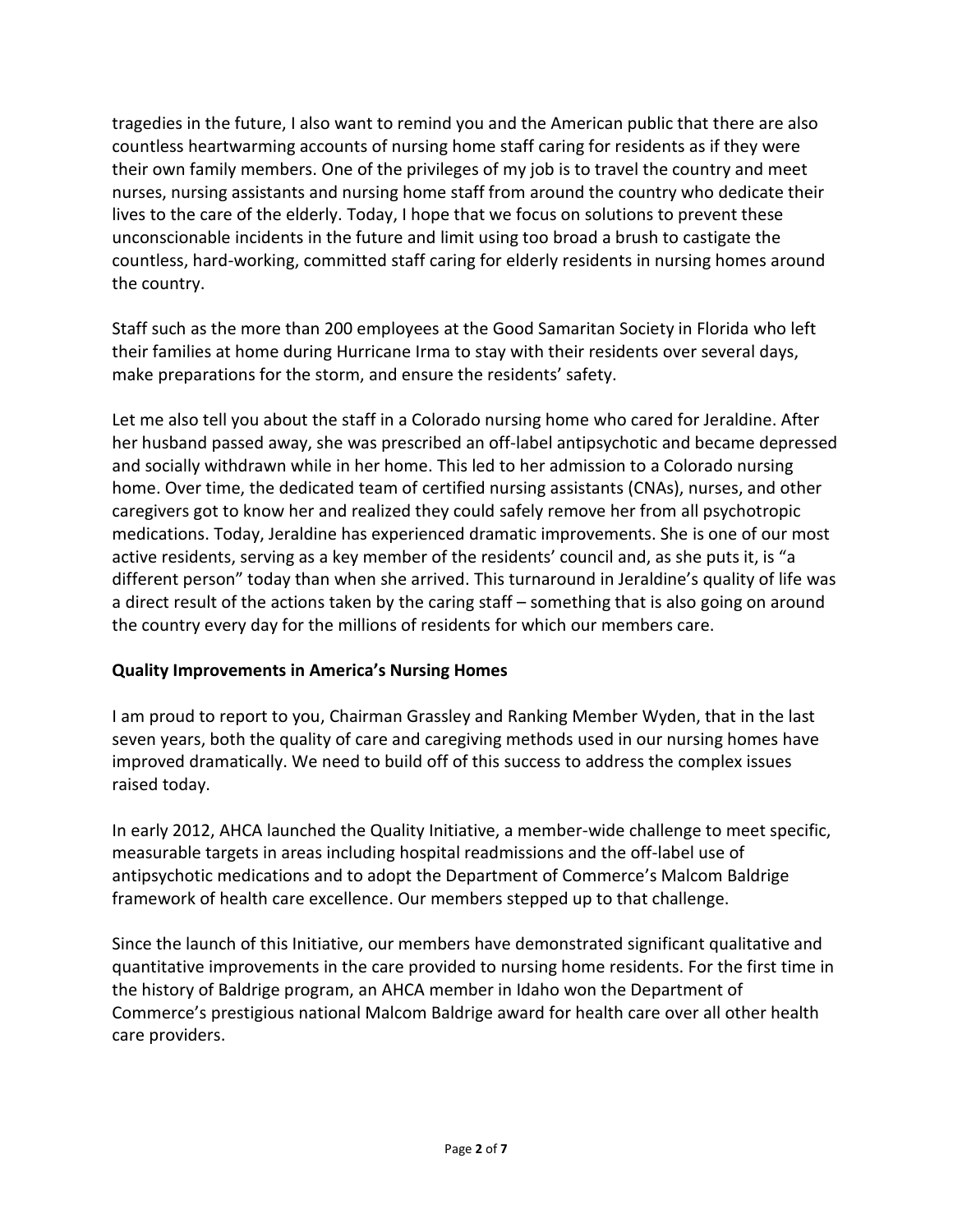tragedies in the future, I also want to remind you and the American public that there are also countless heartwarming accounts of nursing home staff caring for residents as if they were their own family members. One of the privileges of my job is to travel the country and meet nurses, nursing assistants and nursing home staff from around the country who dedicate their lives to the care of the elderly. Today, I hope that we focus on solutions to prevent these unconscionable incidents in the future and limit using too broad a brush to castigate the countless, hard-working, committed staff caring for elderly residents in nursing homes around the country.

Staff such as the more than 200 employees at the Good Samaritan Society in Florida who left their families at home during Hurricane Irma to stay with their residents over several days, make preparations for the storm, and ensure the residents' safety.

Let me also tell you about the staff in a Colorado nursing home who cared for Jeraldine. After her husband passed away, she was prescribed an off-label antipsychotic and became depressed and socially withdrawn while in her home. This led to her admission to a Colorado nursing home. Over time, the dedicated team of certified nursing assistants (CNAs), nurses, and other caregivers got to know her and realized they could safely remove her from all psychotropic medications. Today, Jeraldine has experienced dramatic improvements. She is one of our most active residents, serving as a key member of the residents' council and, as she puts it, is "a different person" today than when she arrived. This turnaround in Jeraldine's quality of life was a direct result of the actions taken by the caring staff – something that is also going on around the country every day for the millions of residents for which our members care.

**Quality Improvements in America's Nursing Homes**

I am proud to report to you, Chairman Grassley and Ranking Member Wyden, that in the last seven years, both the quality of care and caregiving methods used in our nursing homes have improved dramatically. We need to build off of this success to address the complex issues raised today.

In early 2012, AHCA launched the Quality Initiative, a member-wide challenge to meet specific, measurable targets in areas including hospital readmissions and the off-label use of antipsychotic medications and to adopt the Department of Commerce's Malcom Baldrige framework of health care excellence. Our members stepped up to that challenge.

Since the launch of this Initiative, our members have demonstrated significant qualitative and quantitative improvements in the care provided to nursing home residents. For the first time in the history of Baldrige program, an AHCA member in Idaho won the Department of Commerce's prestigious national Malcom Baldrige award for health care over all other health care providers.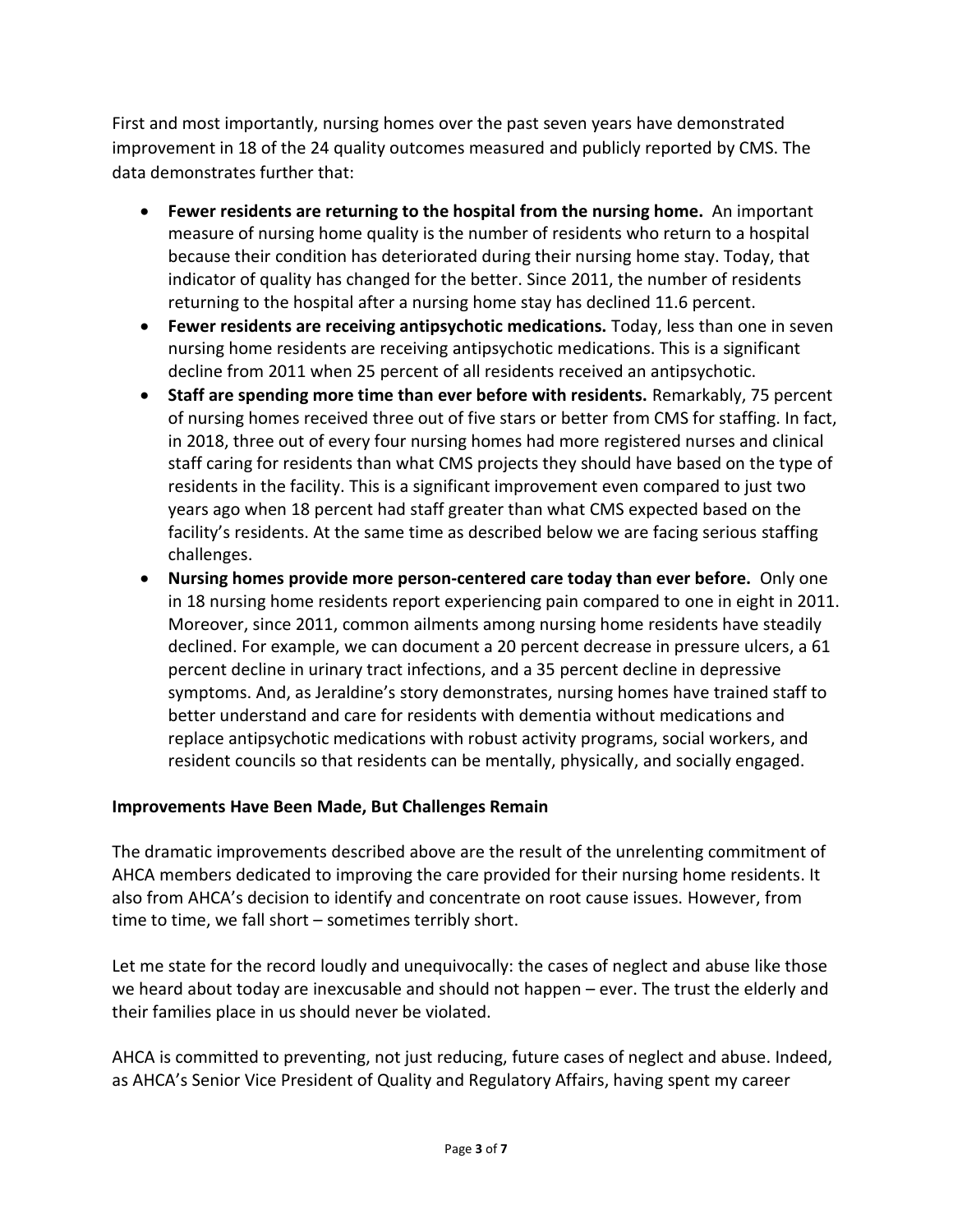First and most importantly, nursing homes over the past seven years have demonstrated improvement in 18 of the 24 quality outcomes measured and publicly reported by CMS. The data demonstrates further that:

- **Fewer residents are returning to the hospital from the nursing home.** An important measure of nursing home quality is the number of residents who return to a hospital because their condition has deteriorated during their nursing home stay. Today, that indicator of quality has changed for the better. Since 2011, the number of residents returning to the hospital after a nursing home stay has declined 11.6 percent.
- **Fewer residents are receiving antipsychotic medications.** Today, less than one in seven nursing home residents are receiving antipsychotic medications. This is a significant decline from 2011 when 25 percent of all residents received an antipsychotic.
- **Staff are spending more time than ever before with residents.** Remarkably, 75 percent of nursing homes received three out of five stars or better from CMS for staffing. In fact, in 2018, three out of every four nursing homes had more registered nurses and clinical staff caring for residents than what CMS projects they should have based on the type of residents in the facility. This is a significant improvement even compared to just two years ago when 18 percent had staff greater than what CMS expected based on the facility's residents. At the same time as described below we are facing serious staffing challenges.
- **Nursing homes provide more person-centered care today than ever before.** Only one in 18 nursing home residents report experiencing pain compared to one in eight in 2011. Moreover, since 2011, common ailments among nursing home residents have steadily declined. For example, we can document a 20 percent decrease in pressure ulcers, a 61 percent decline in urinary tract infections, and a 35 percent decline in depressive symptoms. And, as Jeraldine's story demonstrates, nursing homes have trained staff to better understand and care for residents with dementia without medications and replace antipsychotic medications with robust activity programs, social workers, and resident councils so that residents can be mentally, physically, and socially engaged.

**Improvements Have Been Made, But Challenges Remain**

The dramatic improvements described above are the result of the unrelenting commitment of AHCA members dedicated to improving the care provided for their nursing home residents. It also from AHCA's decision to identify and concentrate on root cause issues. However, from time to time, we fall short – sometimes terribly short.

Let me state for the record loudly and unequivocally: the cases of neglect and abuse like those we heard about today are inexcusable and should not happen – ever. The trust the elderly and their families place in us should never be violated.

AHCA is committed to preventing, not just reducing, future cases of neglect and abuse. Indeed, as AHCA's Senior Vice President of Quality and Regulatory Affairs, having spent my career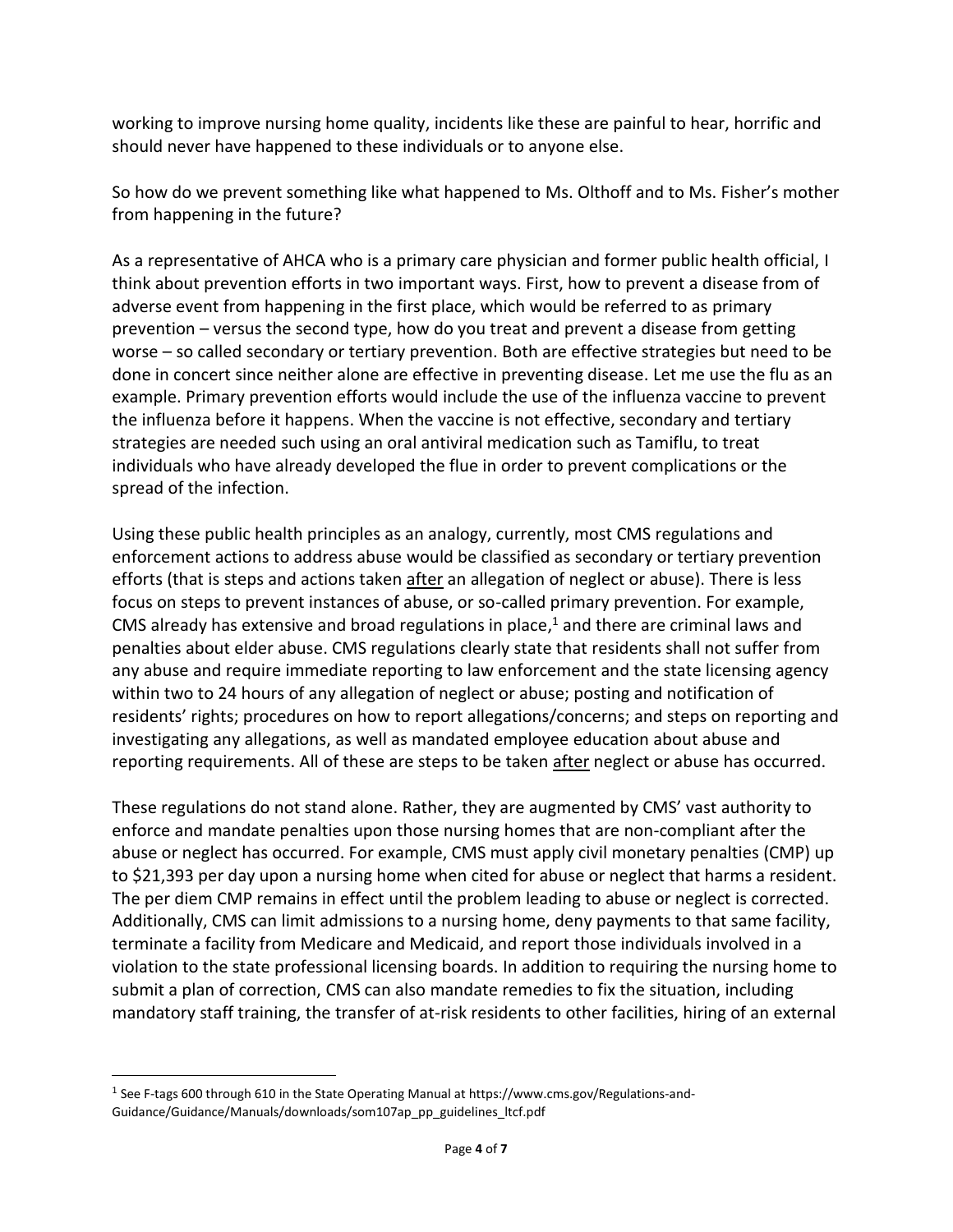working to improve nursing home quality, incidents like these are painful to hear, horrific and should never have happened to these individuals or to anyone else.

So how do we prevent something like what happened to Ms. Olthoff and to Ms. Fisher's mother from happening in the future?

As a representative of AHCA who is a primary care physician and former public health official, I think about prevention efforts in two important ways. First, how to prevent a disease from of adverse event from happening in the first place, which would be referred to as primary prevention – versus the second type, how do you treat and prevent a disease from getting worse – so called secondary or tertiary prevention. Both are effective strategies but need to be done in concert since neither alone are effective in preventing disease. Let me use the flu as an example. Primary prevention efforts would include the use of the influenza vaccine to prevent the influenza before it happens. When the vaccine is not effective, secondary and tertiary strategies are needed such using an oral antiviral medication such as Tamiflu, to treat individuals who have already developed the flue in order to prevent complications or the spread of the infection.

Using these public health principles as an analogy, currently, most CMS regulations and enforcement actions to address abuse would be classified as secondary or tertiary prevention efforts (that is steps and actions taken <u>after</u> an allegation of neglect or abuse). There is less focus on steps to prevent instances of abuse, or so-called primary prevention. For example, CMS already has extensive and broad regulations in place,[1] and there are criminal laws and penalties about elder abuse. CMS regulations clearly state that residents shall not suffer from any abuse and require immediate reporting to law enforcement and the state licensing agency within two to 24 hours of any allegation of neglect or abuse; posting and notification of residents' rights; procedures on how to report allegations/concerns; and steps on reporting and investigating any allegations, as well as mandated employee education about abuse and reporting requirements. All of these are steps to be taken <u>after</u> neglect or abuse has occurred.

These regulations do not stand alone. Rather, they are augmented by CMS' vast authority to enforce and mandate penalties upon those nursing homes that are non-compliant after the abuse or neglect has occurred. For example, CMS must apply civil monetary penalties (CMP) up to $21,393 per day upon a nursing home when cited for abuse or neglect that harms a resident. The per diem CMP remains in effect until the problem leading to abuse or neglect is corrected. Additionally, CMS can limit admissions to a nursing home, deny payments to that same facility, terminate a facility from Medicare and Medicaid, and report those individuals involved in a violation to the state professional licensing boards. In addition to requiring the nursing home to submit a plan of correction, CMS can also mandate remedies to fix the situation, including mandatory staff training, the transfer of at-risk residents to other facilities, hiring of an external

---

[1] See F-tags 600 through 610 in the State Operating Manual at https://www.cms.gov/Regulations-and-Guidance/Guidance/Manuals/downloads/som107ap_pp_guidelines_ltcf.pdf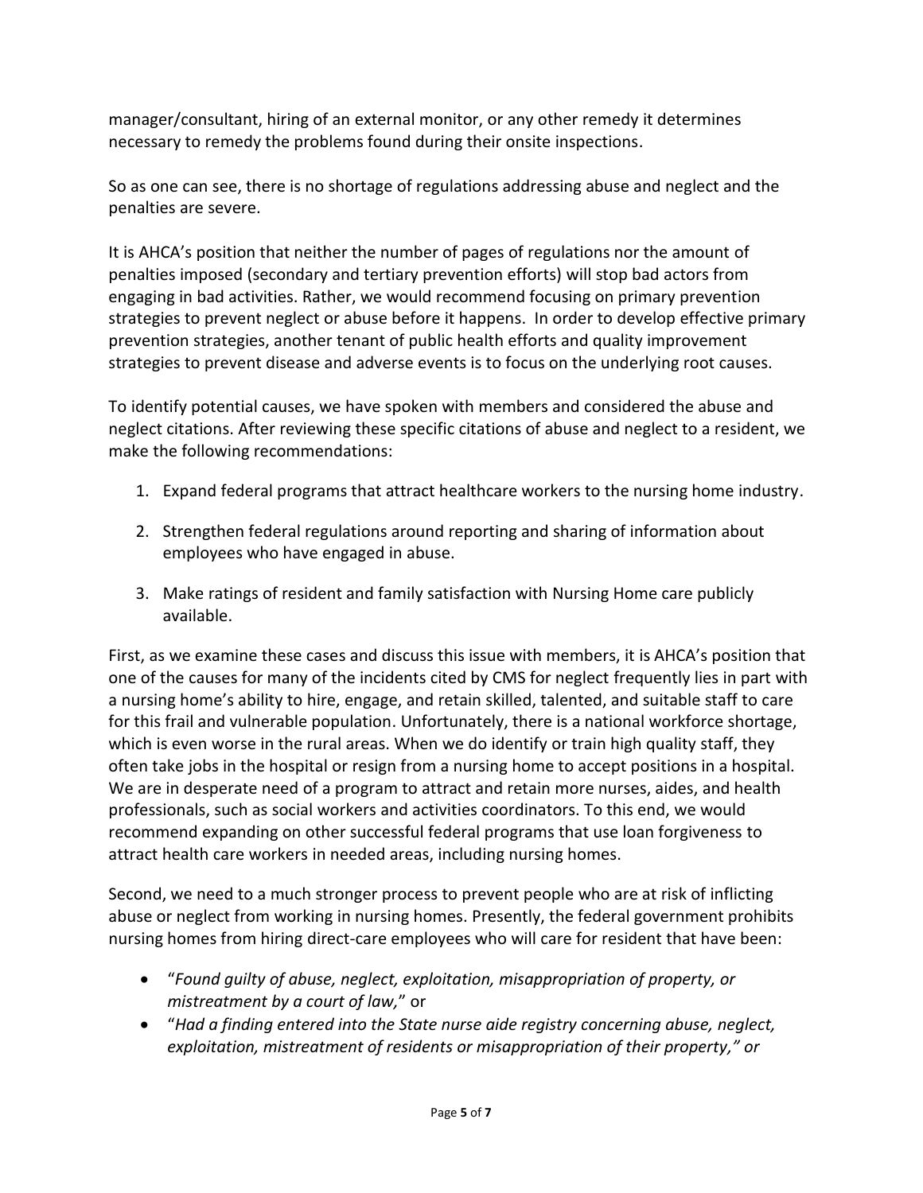manager/consultant, hiring of an external monitor, or any other remedy it determines necessary to remedy the problems found during their onsite inspections.

So as one can see, there is no shortage of regulations addressing abuse and neglect and the penalties are severe.

It is AHCA's position that neither the number of pages of regulations nor the amount of penalties imposed (secondary and tertiary prevention efforts) will stop bad actors from engaging in bad activities. Rather, we would recommend focusing on primary prevention strategies to prevent neglect or abuse before it happens. In order to develop effective primary prevention strategies, another tenant of public health efforts and quality improvement strategies to prevent disease and adverse events is to focus on the underlying root causes.

To identify potential causes, we have spoken with members and considered the abuse and neglect citations. After reviewing these specific citations of abuse and neglect to a resident, we make the following recommendations:

1. Expand federal programs that attract healthcare workers to the nursing home industry.
2. Strengthen federal regulations around reporting and sharing of information about employees who have engaged in abuse.
3. Make ratings of resident and family satisfaction with Nursing Home care publicly available.

First, as we examine these cases and discuss this issue with members, it is AHCA's position that one of the causes for many of the incidents cited by CMS for neglect frequently lies in part with a nursing home's ability to hire, engage, and retain skilled, talented, and suitable staff to care for this frail and vulnerable population. Unfortunately, there is a national workforce shortage, which is even worse in the rural areas. When we do identify or train high quality staff, they often take jobs in the hospital or resign from a nursing home to accept positions in a hospital. We are in desperate need of a program to attract and retain more nurses, aides, and health professionals, such as social workers and activities coordinators. To this end, we would recommend expanding on other successful federal programs that use loan forgiveness to attract health care workers in needed areas, including nursing homes.

Second, we need to a much stronger process to prevent people who are at risk of inflicting abuse or neglect from working in nursing homes. Presently, the federal government prohibits nursing homes from hiring direct-care employees who will care for resident that have been:

- "*Found guilty of abuse, neglect, exploitation, misappropriation of property, or mistreatment by a court of law,*" or
- "*Had a finding entered into the State nurse aide registry concerning abuse, neglect, exploitation, mistreatment of residents or misappropriation of their property," or*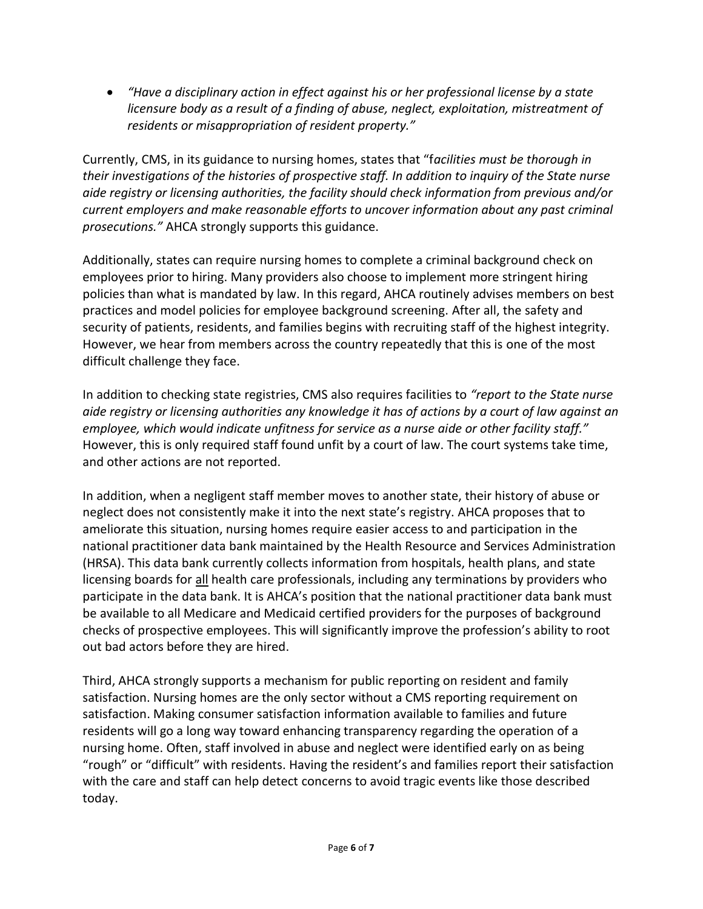- *"Have a disciplinary action in effect against his or her professional license by a state licensure body as a result of a finding of abuse, neglect, exploitation, mistreatment of residents or misappropriation of resident property."*

Currently, CMS, in its guidance to nursing homes, states that "f*acilities must be thorough in their investigations of the histories of prospective staff. In addition to inquiry of the State nurse aide registry or licensing authorities, the facility should check information from previous and/or current employers and make reasonable efforts to uncover information about any past criminal prosecutions."* AHCA strongly supports this guidance.

Additionally, states can require nursing homes to complete a criminal background check on employees prior to hiring. Many providers also choose to implement more stringent hiring policies than what is mandated by law. In this regard, AHCA routinely advises members on best practices and model policies for employee background screening. After all, the safety and security of patients, residents, and families begins with recruiting staff of the highest integrity. However, we hear from members across the country repeatedly that this is one of the most difficult challenge they face.

In addition to checking state registries, CMS also requires facilities to *"report to the State nurse aide registry or licensing authorities any knowledge it has of actions by a court of law against an employee, which would indicate unfitness for service as a nurse aide or other facility staff."* However, this is only required staff found unfit by a court of law. The court systems take time, and other actions are not reported.

In addition, when a negligent staff member moves to another state, their history of abuse or neglect does not consistently make it into the next state's registry. AHCA proposes that to ameliorate this situation, nursing homes require easier access to and participation in the national practitioner data bank maintained by the Health Resource and Services Administration (HRSA). This data bank currently collects information from hospitals, health plans, and state licensing boards for <u>all</u> health care professionals, including any terminations by providers who participate in the data bank. It is AHCA's position that the national practitioner data bank must be available to all Medicare and Medicaid certified providers for the purposes of background checks of prospective employees. This will significantly improve the profession's ability to root out bad actors before they are hired.

Third, AHCA strongly supports a mechanism for public reporting on resident and family satisfaction. Nursing homes are the only sector without a CMS reporting requirement on satisfaction. Making consumer satisfaction information available to families and future residents will go a long way toward enhancing transparency regarding the operation of a nursing home. Often, staff involved in abuse and neglect were identified early on as being "rough" or "difficult" with residents. Having the resident's and families report their satisfaction with the care and staff can help detect concerns to avoid tragic events like those described today.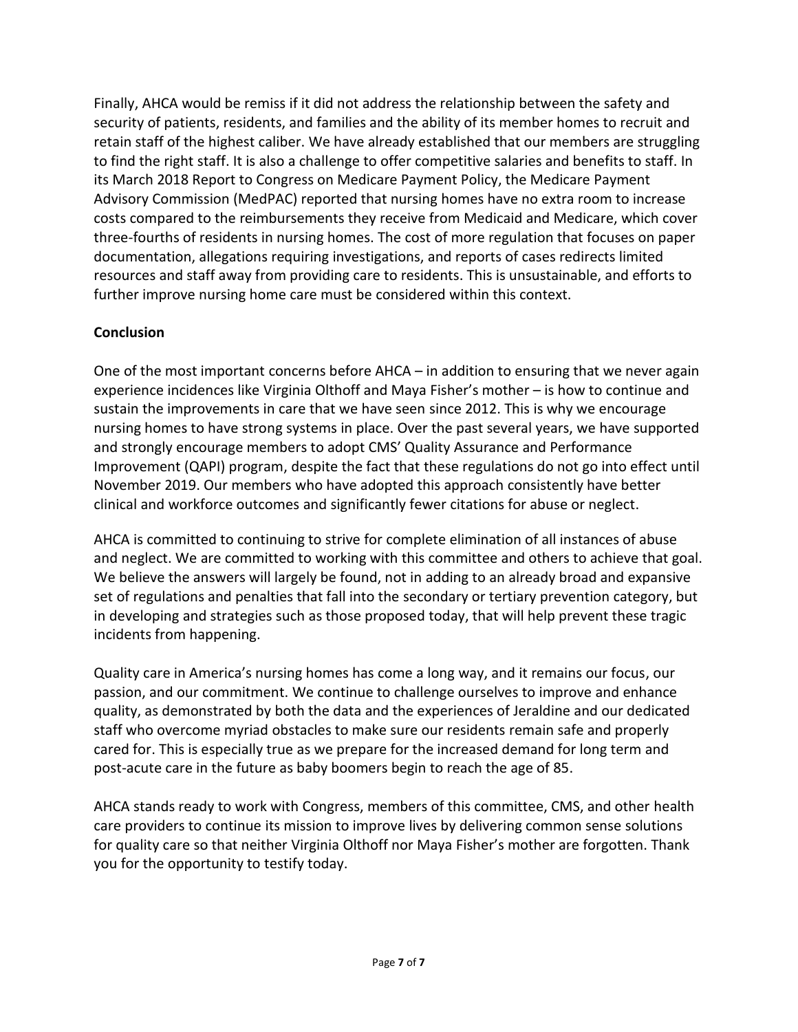Finally, AHCA would be remiss if it did not address the relationship between the safety and security of patients, residents, and families and the ability of its member homes to recruit and retain staff of the highest caliber. We have already established that our members are struggling to find the right staff. It is also a challenge to offer competitive salaries and benefits to staff. In its March 2018 Report to Congress on Medicare Payment Policy, the Medicare Payment Advisory Commission (MedPAC) reported that nursing homes have no extra room to increase costs compared to the reimbursements they receive from Medicaid and Medicare, which cover three-fourths of residents in nursing homes. The cost of more regulation that focuses on paper documentation, allegations requiring investigations, and reports of cases redirects limited resources and staff away from providing care to residents. This is unsustainable, and efforts to further improve nursing home care must be considered within this context.

**Conclusion**

One of the most important concerns before AHCA – in addition to ensuring that we never again experience incidences like Virginia Olthoff and Maya Fisher's mother – is how to continue and sustain the improvements in care that we have seen since 2012. This is why we encourage nursing homes to have strong systems in place. Over the past several years, we have supported and strongly encourage members to adopt CMS' Quality Assurance and Performance Improvement (QAPI) program, despite the fact that these regulations do not go into effect until November 2019. Our members who have adopted this approach consistently have better clinical and workforce outcomes and significantly fewer citations for abuse or neglect.

AHCA is committed to continuing to strive for complete elimination of all instances of abuse and neglect. We are committed to working with this committee and others to achieve that goal. We believe the answers will largely be found, not in adding to an already broad and expansive set of regulations and penalties that fall into the secondary or tertiary prevention category, but in developing and strategies such as those proposed today, that will help prevent these tragic incidents from happening.

Quality care in America's nursing homes has come a long way, and it remains our focus, our passion, and our commitment. We continue to challenge ourselves to improve and enhance quality, as demonstrated by both the data and the experiences of Jeraldine and our dedicated staff who overcome myriad obstacles to make sure our residents remain safe and properly cared for. This is especially true as we prepare for the increased demand for long term and post-acute care in the future as baby boomers begin to reach the age of 85.

AHCA stands ready to work with Congress, members of this committee, CMS, and other health care providers to continue its mission to improve lives by delivering common sense solutions for quality care so that neither Virginia Olthoff nor Maya Fisher's mother are forgotten. Thank you for the opportunity to testify today.